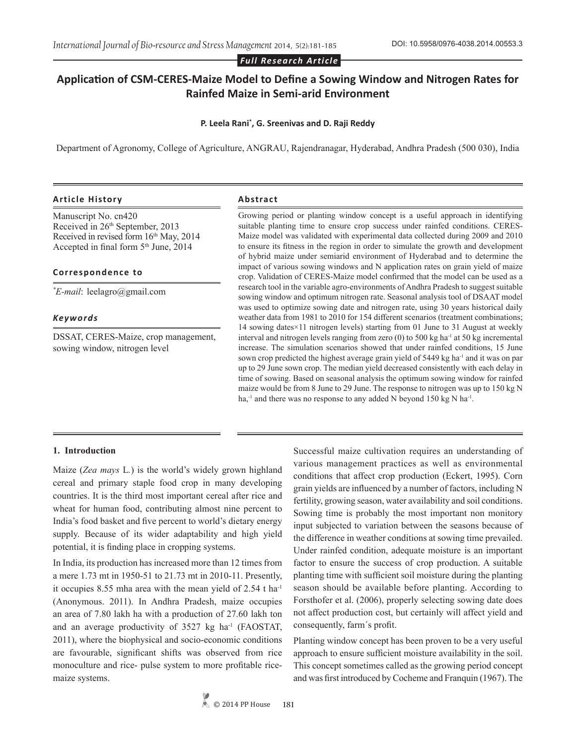*Full Research Article*

# Application of CSM-CERES-Maize Model to Define a Sowing Window and Nitrogen Rates for Rainfed Maize in Semi-arid Environment

**P. Leela Rani*, G. Sreenivas and D. Raji Reddy**

Department of Agronomy, College of Agriculture, ANGRAU, Rajendranagar, Hyderabad, Andhra Pradesh (500 030), India

### Article History

Manuscript No. cn420
Received in 26th September, 2013
Received in revised form 16th May, 2014
Accepted in final form 5th June, 2014

### Correspondence to

*E-mail: leelagro@gmail.com

### Keywords

DSSAT, CERES-Maize, crop management, sowing window, nitrogen level

### Abstract

Growing period or planting window concept is a useful approach in identifying suitable planting time to ensure crop success under rainfed conditions. CERES-Maize model was validated with experimental data collected during 2009 and 2010 to ensure its fitness in the region in order to simulate the growth and development of hybrid maize under semiarid environment of Hyderabad and to determine the impact of various sowing windows and N application rates on grain yield of maize crop. Validation of CERES-Maize model confirmed that the model can be used as a research tool in the variable agro-environments of Andhra Pradesh to suggest suitable sowing window and optimum nitrogen rate. Seasonal analysis tool of DSSAT model was used to optimize sowing date and nitrogen rate, using 30 years historical daily weather data from 1981 to 2010 for 154 different scenarios (treatment combinations; 14 sowing dates×11 nitrogen levels) starting from 01 June to 31 August at weekly interval and nitrogen levels ranging from zero (0) to 500 kg ha$^{-1}$ at 50 kg incremental increase. The simulation scenarios showed that under rainfed conditions, 15 June sown crop predicted the highest average grain yield of 5449 kg ha$^{-1}$ and it was on par up to 29 June sown crop. The median yield decreased consistently with each delay in time of sowing. Based on seasonal analysis the optimum sowing window for rainfed maize would be from 8 June to 29 June. The response to nitrogen was up to 150 kg N ha,$^{-1}$ and there was no response to any added N beyond 150 kg N ha$^{-1}$.

## 1. Introduction

Maize (*Zea mays* L.) is the world's widely grown highland cereal and primary staple food crop in many developing countries. It is the third most important cereal after rice and wheat for human food, contributing almost nine percent to India's food basket and five percent to world's dietary energy supply. Because of its wider adaptability and high yield potential, it is finding place in cropping systems.

In India, its production has increased more than 12 times from a mere 1.73 mt in 1950-51 to 21.73 mt in 2010-11. Presently, it occupies 8.55 mha area with the mean yield of 2.54 t ha$^{-1}$ (Anonymous. 2011). In Andhra Pradesh, maize occupies an area of 7.80 lakh ha with a production of 27.60 lakh ton and an average productivity of 3527 kg ha$^{-1}$ (FAOSTAT, 2011), where the biophysical and socio-economic conditions are favourable, significant shifts was observed from rice monoculture and rice- pulse system to more profitable rice-maize systems.

Successful maize cultivation requires an understanding of various management practices as well as environmental conditions that affect crop production (Eckert, 1995). Corn grain yields are influenced by a number of factors, including N fertility, growing season, water availability and soil conditions. Sowing time is probably the most important non monitory input subjected to variation between the seasons because of the difference in weather conditions at sowing time prevailed. Under rainfed condition, adequate moisture is an important factor to ensure the success of crop production. A suitable planting time with sufficient soil moisture during the planting season should be available before planting. According to Forsthofer et al. (2006), properly selecting sowing date does not affect production cost, but certainly will affect yield and consequently, farm´s profit.

Planting window concept has been proven to be a very useful approach to ensure sufficient moisture availability in the soil. This concept sometimes called as the growing period concept and was first introduced by Cocheme and Franquin (1967). The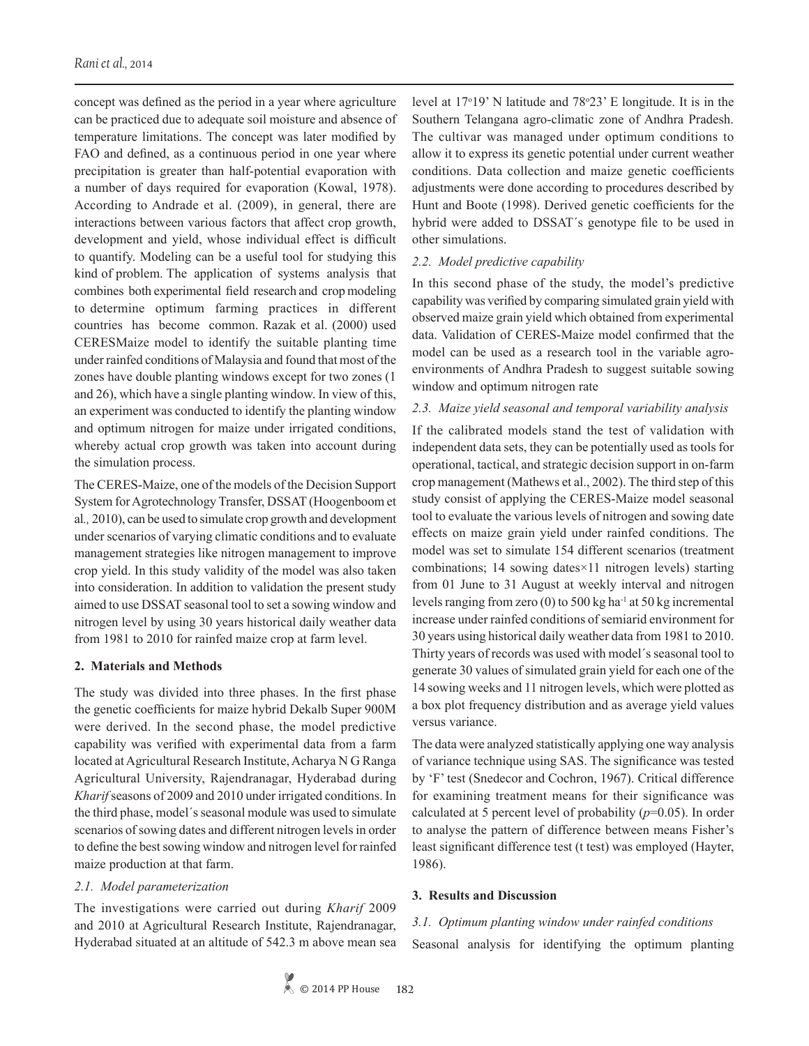concept was defined as the period in a year where agriculture can be practiced due to adequate soil moisture and absence of temperature limitations. The concept was later modified by FAO and defined, as a continuous period in one year where precipitation is greater than half-potential evaporation with a number of days required for evaporation (Kowal, 1978). According to Andrade et al. (2009), in general, there are interactions between various factors that affect crop growth, development and yield, whose individual effect is difficult to quantify. Modeling can be a useful tool for studying this kind of problem. The application of systems analysis that combines both experimental field research and crop modeling to determine optimum farming practices in different countries has become common. Razak et al. (2000) used CERESMaize model to identify the suitable planting time under rainfed conditions of Malaysia and found that most of the zones have double planting windows except for two zones (1 and 26), which have a single planting window. In view of this, an experiment was conducted to identify the planting window and optimum nitrogen for maize under irrigated conditions, whereby actual crop growth was taken into account during the simulation process.

The CERES-Maize, one of the models of the Decision Support System for Agrotechnology Transfer, DSSAT (Hoogenboom et al*.,* 2010), can be used to simulate crop growth and development under scenarios of varying climatic conditions and to evaluate management strategies like nitrogen management to improve crop yield. In this study validity of the model was also taken into consideration. In addition to validation the present study aimed to use DSSAT seasonal tool to set a sowing window and nitrogen level by using 30 years historical daily weather data from 1981 to 2010 for rainfed maize crop at farm level.

## 2. Materials and Methods

The study was divided into three phases. In the first phase the genetic coefficients for maize hybrid Dekalb Super 900M were derived. In the second phase, the model predictive capability was verified with experimental data from a farm located at Agricultural Research Institute, Acharya N G Ranga Agricultural University, Rajendranagar, Hyderabad during *Kharif* seasons of 2009 and 2010 under irrigated conditions. In the third phase, model´s seasonal module was used to simulate scenarios of sowing dates and different nitrogen levels in order to define the best sowing window and nitrogen level for rainfed maize production at that farm.

### *2.1. Model parameterization*

The investigations were carried out during *Kharif* 2009 and 2010 at Agricultural Research Institute, Rajendranagar, Hyderabad situated at an altitude of 542.3 m above mean sea level at 17°19' N latitude and 78°23' E longitude. It is in the Southern Telangana agro-climatic zone of Andhra Pradesh. The cultivar was managed under optimum conditions to allow it to express its genetic potential under current weather conditions. Data collection and maize genetic coefficients adjustments were done according to procedures described by Hunt and Boote (1998). Derived genetic coefficients for the hybrid were added to DSSAT´s genotype file to be used in other simulations.

### *2.2. Model predictive capability*

In this second phase of the study, the model's predictive capability was verified by comparing simulated grain yield with observed maize grain yield which obtained from experimental data. Validation of CERES-Maize model confirmed that the model can be used as a research tool in the variable agro-environments of Andhra Pradesh to suggest suitable sowing window and optimum nitrogen rate

### *2.3. Maize yield seasonal and temporal variability analysis*

If the calibrated models stand the test of validation with independent data sets, they can be potentially used as tools for operational, tactical, and strategic decision support in on-farm crop management (Mathews et al., 2002). The third step of this study consist of applying the CERES-Maize model seasonal tool to evaluate the various levels of nitrogen and sowing date effects on maize grain yield under rainfed conditions. The model was set to simulate 154 different scenarios (treatment combinations; 14 sowing dates×11 nitrogen levels) starting from 01 June to 31 August at weekly interval and nitrogen levels ranging from zero (0) to 500 kg ha$^{-1}$ at 50 kg incremental increase under rainfed conditions of semiarid environment for 30 years using historical daily weather data from 1981 to 2010. Thirty years of records was used with model´s seasonal tool to generate 30 values of simulated grain yield for each one of the 14 sowing weeks and 11 nitrogen levels, which were plotted as a box plot frequency distribution and as average yield values versus variance.

The data were analyzed statistically applying one way analysis of variance technique using SAS. The significance was tested by 'F' test (Snedecor and Cochron, 1967). Critical difference for examining treatment means for their significance was calculated at 5 percent level of probability ($p$=0.05). In order to analyse the pattern of difference between means Fisher's least significant difference test (t test) was employed (Hayter, 1986).

## 3. Results and Discussion

### *3.1. Optimum planting window under rainfed conditions*

Seasonal analysis for identifying the optimum planting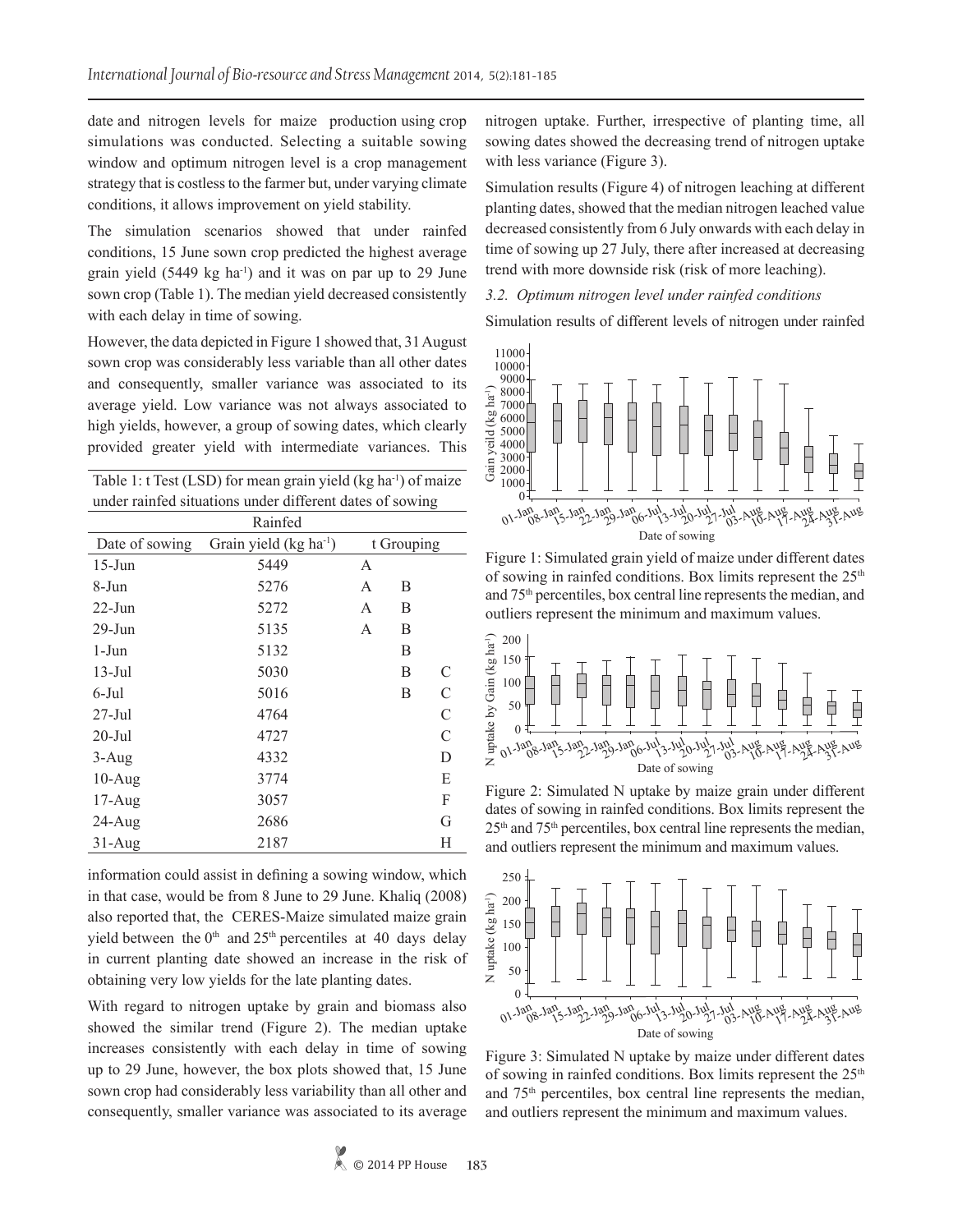date and nitrogen levels for maize production using crop simulations was conducted. Selecting a suitable sowing window and optimum nitrogen level is a crop management strategy that is costless to the farmer but, under varying climate conditions, it allows improvement on yield stability.

The simulation scenarios showed that under rainfed conditions, 15 June sown crop predicted the highest average grain yield (5449 kg ha$^{-1}$) and it was on par up to 29 June sown crop (Table 1). The median yield decreased consistently with each delay in time of sowing.

However, the data depicted in Figure 1 showed that, 31 August sown crop was considerably less variable than all other dates and consequently, smaller variance was associated to its average yield. Low variance was not always associated to high yields, however, a group of sowing dates, which clearly provided greater yield with intermediate variances. This information could assist in defining a sowing window, which in that case, would be from 8 June to 29 June. Khaliq (2008) also reported that, the CERES-Maize simulated maize grain yield between the 0$^{th}$ and 25$^{th}$ percentiles at 40 days delay in current planting date showed an increase in the risk of obtaining very low yields for the late planting dates.

Table 1: t Test (LSD) for mean grain yield (kg ha$^{-1}$) of maize under rainfed situations under different dates of sowing

| Rainfed | | | | |
|---|---|---|---|---|
| Date of sowing | Grain yield (kg ha$^{-1}$) | t Grouping | | |
| 15-Jun | 5449 | A | | |
| 8-Jun | 5276 | A | B | |
| 22-Jun | 5272 | A | B | |
| 29-Jun | 5135 | A | B | |
| 1-Jun | 5132 | | B | |
| 13-Jul | 5030 | | B | C |
| 6-Jul | 5016 | | B | C |
| 27-Jul | 4764 | | | C |
| 20-Jul | 4727 | | | C |
| 3-Aug | 4332 | | | D |
| 10-Aug | 3774 | | | E |
| 17-Aug | 3057 | | | F |
| 24-Aug | 2686 | | | G |
| 31-Aug | 2187 | | | H |

With regard to nitrogen uptake by grain and biomass also showed the similar trend (Figure 2). The median uptake increases consistently with each delay in time of sowing up to 29 June, however, the box plots showed that, 15 June sown crop had considerably less variability than all other and consequently, smaller variance was associated to its average nitrogen uptake. Further, irrespective of planting time, all sowing dates showed the decreasing trend of nitrogen uptake with less variance (Figure 3).

Simulation results (Figure 4) of nitrogen leaching at different planting dates, showed that the median nitrogen leached value decreased consistently from 6 July onwards with each delay in time of sowing up 27 July, there after increased at decreasing trend with more downside risk (risk of more leaching).

### 3.2. Optimum nitrogen level under rainfed conditions

Simulation results of different levels of nitrogen under rainfed

Figure 1: Simulated grain yield of maize under different dates of sowing in rainfed conditions. Box limits represent the 25$^{th}$ and 75$^{th}$ percentiles, box central line represents the median, and outliers represent the minimum and maximum values.

Figure 2: Simulated N uptake by maize grain under different dates of sowing in rainfed conditions. Box limits represent the 25$^{th}$ and 75$^{th}$ percentiles, box central line represents the median, and outliers represent the minimum and maximum values.

Figure 3: Simulated N uptake by maize under different dates of sowing in rainfed conditions. Box limits represent the 25$^{th}$ and 75$^{th}$ percentiles, box central line represents the median, and outliers represent the minimum and maximum values.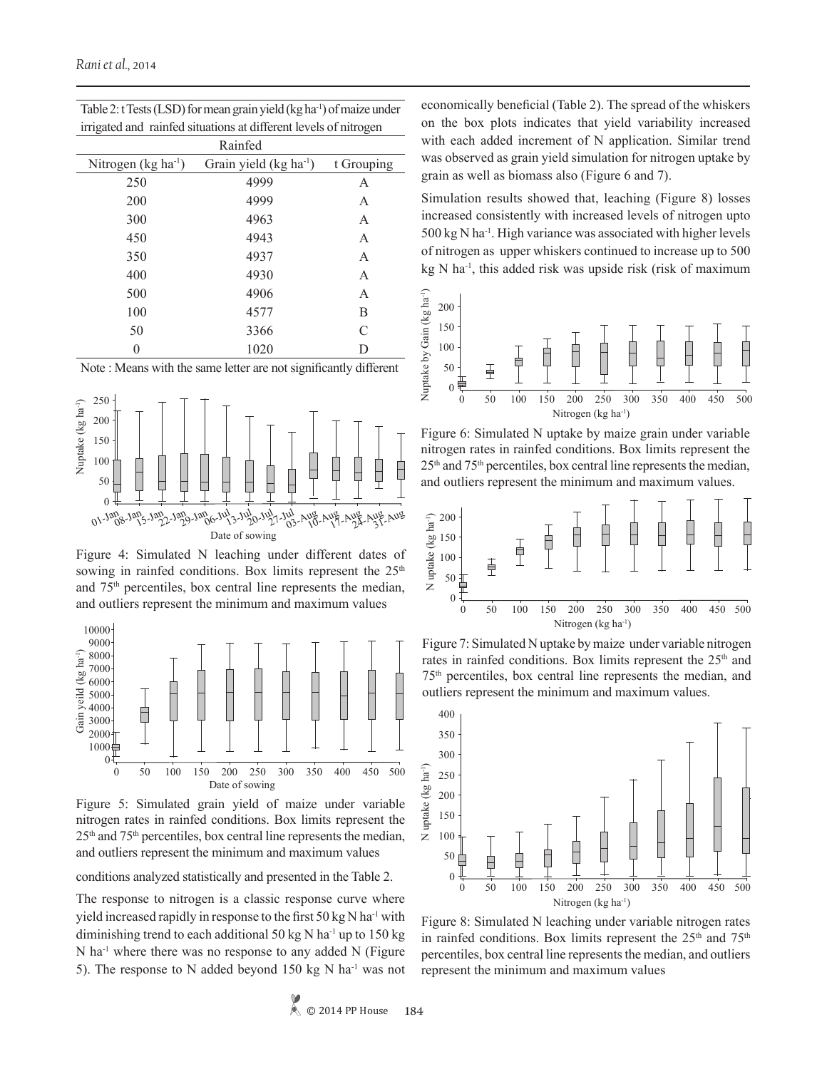Table 2: t Tests (LSD) for mean grain yield (kg ha$^{-1}$) of maize under irrigated and rainfed situations at different levels of nitrogen

| Rainfed | | |
|---|---|---|
| Nitrogen (kg ha$^{-1}$) | Grain yield (kg ha$^{-1}$) | t Grouping |
| 250 | 4999 | A |
| 200 | 4999 | A |
| 300 | 4963 | A |
| 450 | 4943 | A |
| 350 | 4937 | A |
| 400 | 4930 | A |
| 500 | 4906 | A |
| 100 | 4577 | B |
| 50 | 3366 | C |
| 0 | 1020 | D |

Note : Means with the same letter are not significantly different

Figure 4: Simulated N leaching under different dates of sowing in rainfed conditions. Box limits represent the 25$^{th}$ and 75$^{th}$ percentiles, box central line represents the median, and outliers represent the minimum and maximum values

Figure 5: Simulated grain yield of maize under variable nitrogen rates in rainfed conditions. Box limits represent the 25$^{th}$ and 75$^{th}$ percentiles, box central line represents the median, and outliers represent the minimum and maximum values

conditions analyzed statistically and presented in the Table 2.

The response to nitrogen is a classic response curve where yield increased rapidly in response to the first 50 kg N ha$^{-1}$ with diminishing trend to each additional 50 kg N ha$^{-1}$ up to 150 kg N ha$^{-1}$ where there was no response to any added N (Figure 5). The response to N added beyond 150 kg N ha$^{-1}$ was not economically beneficial (Table 2). The spread of the whiskers on the box plots indicates that yield variability increased with each added increment of N application. Similar trend was observed as grain yield simulation for nitrogen uptake by grain as well as biomass also (Figure 6 and 7).

Simulation results showed that, leaching (Figure 8) losses increased consistently with increased levels of nitrogen upto 500 kg N ha$^{-1}$. High variance was associated with higher levels of nitrogen as upper whiskers continued to increase up to 500 kg N ha$^{-1}$, this added risk was upside risk (risk of maximum

Figure 6: Simulated N uptake by maize grain under variable nitrogen rates in rainfed conditions. Box limits represent the 25$^{th}$ and 75$^{th}$ percentiles, box central line represents the median, and outliers represent the minimum and maximum values.

Figure 7: Simulated N uptake by maize under variable nitrogen rates in rainfed conditions. Box limits represent the 25$^{th}$ and 75$^{th}$ percentiles, box central line represents the median, and outliers represent the minimum and maximum values.

Figure 8: Simulated N leaching under variable nitrogen rates in rainfed conditions. Box limits represent the 25$^{th}$ and 75$^{th}$ percentiles, box central line represents the median, and outliers represent the minimum and maximum values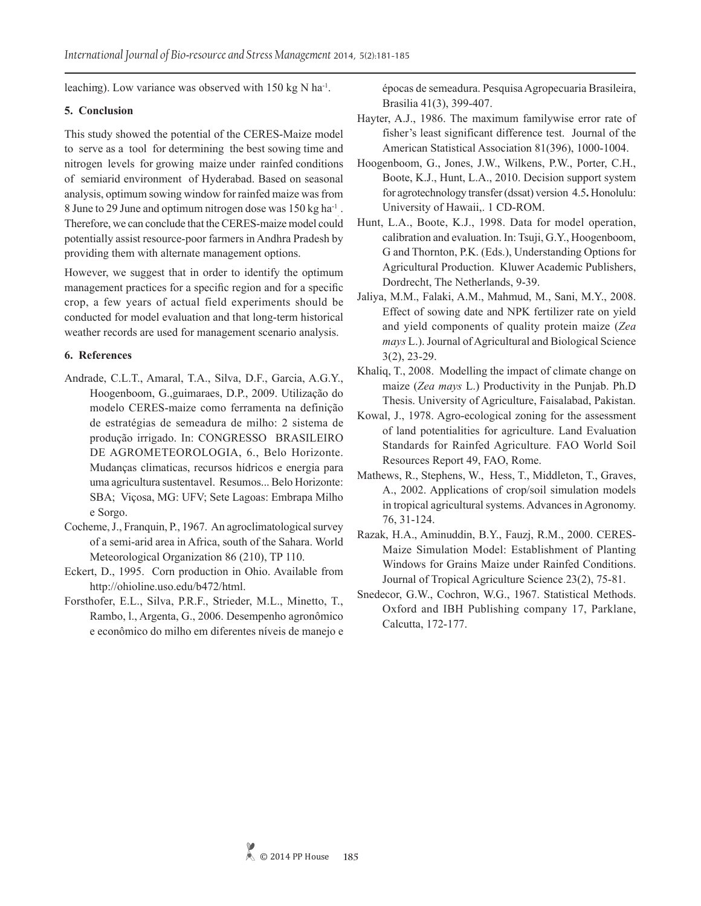leachimg). Low variance was observed with 150 kg N ha$^{-1}$.

## 5. Conclusion

This study showed the potential of the CERES-Maize model to serve as a tool for determining the best sowing time and nitrogen levels for growing maize under rainfed conditions of semiarid environment of Hyderabad. Based on seasonal analysis, optimum sowing window for rainfed maize was from 8 June to 29 June and optimum nitrogen dose was 150 kg ha$^{-1}$. Therefore, we can conclude that the CERES-maize model could potentially assist resource-poor farmers in Andhra Pradesh by providing them with alternate management options.

However, we suggest that in order to identify the optimum management practices for a specific region and for a specific crop, a few years of actual field experiments should be conducted for model evaluation and that long-term historical weather records are used for management scenario analysis.

## 6. References

Andrade, C.L.T., Amaral, T.A., Silva, D.F., Garcia, A.G.Y., Hoogenboom, G.,guimaraes, D.P., 2009. Utilização do modelo CERES-maize como ferramenta na definição de estratégias de semeadura de milho: 2 sistema de produção irrigado. In: CONGRESSO BRASILEIRO DE AGROMETEOROLOGIA, 6., Belo Horizonte. Mudanças climaticas, recursos hídricos e energia para uma agricultura sustentavel. Resumos... Belo Horizonte: SBA; Viçosa, MG: UFV; Sete Lagoas: Embrapa Milho e Sorgo.

Cocheme, J., Franquin, P., 1967. An agroclimatological survey of a semi-arid area in Africa, south of the Sahara. World Meteorological Organization 86 (210), TP 110.

Eckert, D., 1995. Corn production in Ohio. Available from http://ohioline.uso.edu/b472/html.

Forsthofer, E.L., Silva, P.R.F., Strieder, M.L., Minetto, T., Rambo, l., Argenta, G., 2006. Desempenho agronômico e econômico do milho em diferentes níveis de manejo e épocas de semeadura. Pesquisa Agropecuaria Brasileira, Brasilia 41(3), 399-407.

Hayter, A.J., 1986. The maximum familywise error rate of fisher's least significant difference test. Journal of the American Statistical Association 81(396), 1000-1004.

Hoogenboom, G., Jones, J.W., Wilkens, P.W., Porter, C.H., Boote, K.J., Hunt, L.A., 2010. Decision support system for agrotechnology transfer (dssat) version 4.5**.** Honolulu: University of Hawaii,. 1 CD-ROM.

Hunt, L.A., Boote, K.J., 1998. Data for model operation, calibration and evaluation. In: Tsuji, G.Y., Hoogenboom, G and Thornton, P.K. (Eds.), Understanding Options for Agricultural Production. Kluwer Academic Publishers, Dordrecht, The Netherlands, 9-39.

Jaliya, M.M., Falaki, A.M., Mahmud, M., Sani, M.Y., 2008. Effect of sowing date and NPK fertilizer rate on yield and yield components of quality protein maize (*Zea mays* L.). Journal of Agricultural and Biological Science 3(2), 23-29.

Khaliq, T., 2008. Modelling the impact of climate change on maize (*Zea mays* L.) Productivity in the Punjab. Ph.D Thesis. University of Agriculture, Faisalabad, Pakistan.

Kowal, J., 1978. Agro-ecological zoning for the assessment of land potentialities for agriculture. Land Evaluation Standards for Rainfed Agriculture. FAO World Soil Resources Report 49, FAO, Rome.

Mathews, R., Stephens, W., Hess, T., Middleton, T., Graves, A., 2002. Applications of crop/soil simulation models in tropical agricultural systems. Advances in Agronomy. 76, 31-124.

Razak, H.A., Aminuddin, B.Y., Fauzj, R.M., 2000. CERES-Maize Simulation Model: Establishment of Planting Windows for Grains Maize under Rainfed Conditions. Journal of Tropical Agriculture Science 23(2), 75-81.

Snedecor, G.W., Cochron, W.G., 1967. Statistical Methods. Oxford and IBH Publishing company 17, Parklane, Calcutta, 172-177.